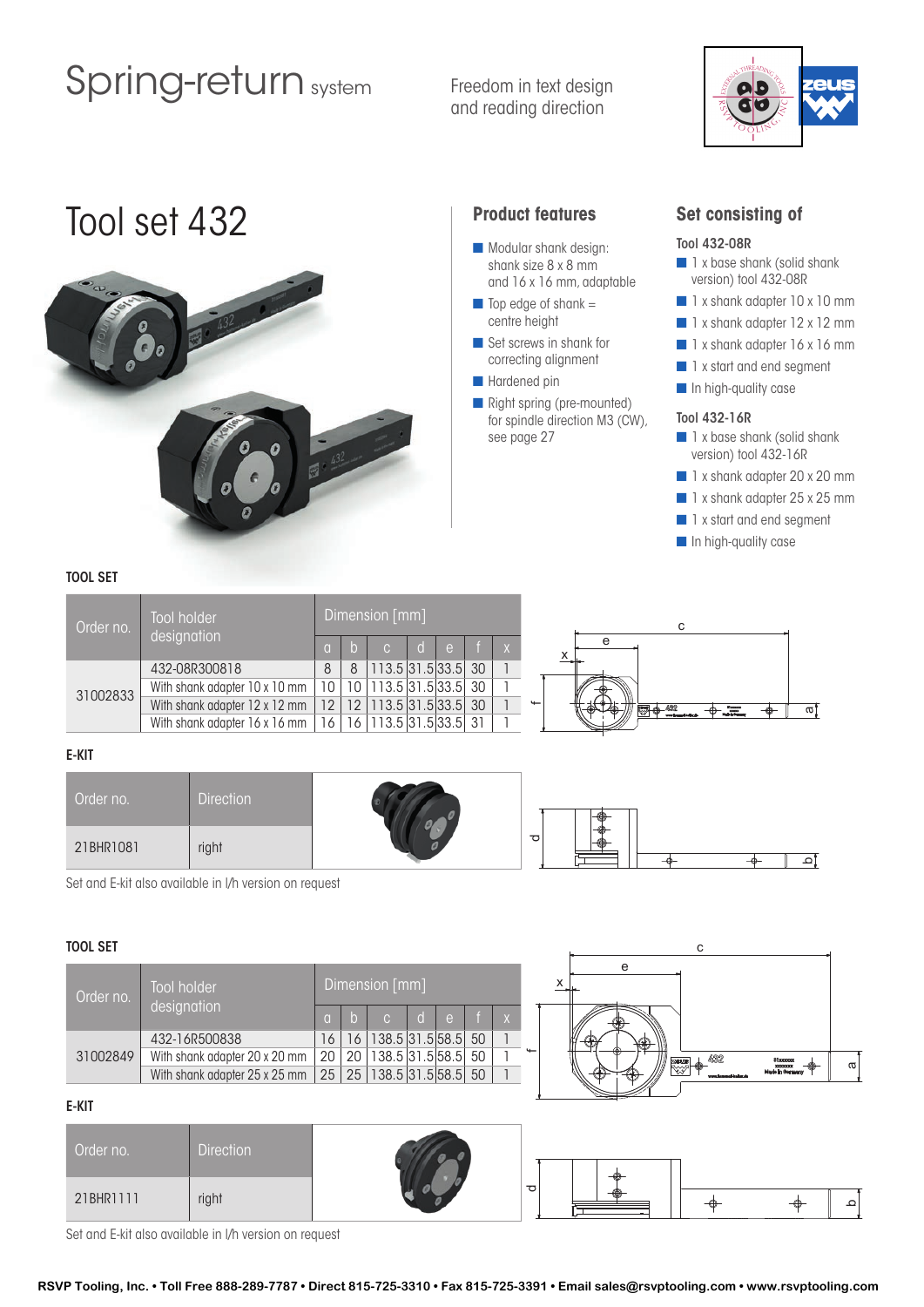# Spring-return system

Freedom in text design and reading direction

## Tool set 432

### Product features

- Modular shank design: shank size 8 x 8 mm and 16 x 16 mm, adaptable
- Top edge of shank = centre height
- Set screws in shank for correcting alignment
- Hardened pin
- Right spring (pre-mounted) for spindle direction M3 (CW), see page 27

### Set consisting of

**Tool 432-08R**

- 1 x base shank (solid shank version) tool 432-08R
- 1 x shank adapter 10 x 10 mm
- 1 x shank adapter 12 x 12 mm
- 1 x shank adapter 16 x 16 mm
- 1 x start and end segment
- In high-quality case

**Tool 432-16R**

- 1 x base shank (solid shank version) tool 432-16R
- 1 x shank adapter 20 x 20 mm
- 1 x shank adapter 25 x 25 mm
- 1 x start and end segment
- In high-quality case

**TOOL SET**

| Order no. | Tool holder designation | Dimension [mm] | | | | | | |
|---|---|---|---|---|---|---|---|---|
| | | a | b | c | d | e | f | x |
| 31002833 | 432-08R300818 | 8 | 8 | 113.5 | 31.5 | 33.5 | 30 | 1 |
| | With shank adapter 10 x 10 mm | 10 | 10 | 113.5 | 31.5 | 33.5 | 30 | 1 |
| | With shank adapter 12 x 12 mm | 12 | 12 | 113.5 | 31.5 | 33.5 | 30 | 1 |
| | With shank adapter 16 x 16 mm | 16 | 16 | 113.5 | 31.5 | 33.5 | 31 | 1 |

**E-KIT**

| Order no. | Direction |
|---|---|
| 21BHR1081 | right |

Set and E-kit also available in l/h version on request

**TOOL SET**

| Order no. | Tool holder designation | Dimension [mm] | | | | | | |
|---|---|---|---|---|---|---|---|---|
| | | a | b | c | d | e | f | x |
| 31002849 | 432-16R500838 | 16 | 16 | 138.5 | 31.5 | 58.5 | 50 | 1 |
| | With shank adapter 20 x 20 mm | 20 | 20 | 138.5 | 31.5 | 58.5 | 50 | 1 |
| | With shank adapter 25 x 25 mm | 25 | 25 | 138.5 | 31.5 | 58.5 | 50 | 1 |

**E-KIT**

| Order no. | Direction |
|---|---|
| 21BHR1111 | right |

Set and E-kit also available in l/h version on request

RSVP Tooling, Inc. • Toll Free 888-289-7787 • Direct 815-725-3310 • Fax 815-725-3391 • Email sales@rsvptooling.com • www.rsvptooling.com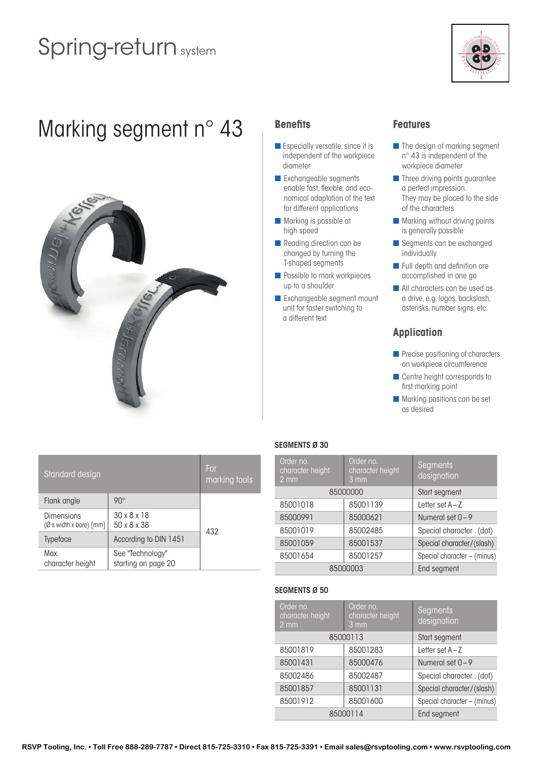# Spring-return system

## Marking segment n° 43

### Benefits

- Especially versatile, since it is independent of the workpiece diameter
- Exchangeable segments enable fast, flexible, and economical adaptation of the text for different applications
- Marking is possible at high speed
- Reading direction can be changed by turning the T-shaped segments
- Possible to mark workpieces up to a shoulder
- Exchangeable segment mount unit for faster switching to a different text

### Features

- The design of marking segment n° 43 is independent of the workpiece diameter
- Three driving points guarantee a perfect impression. They may be placed to the side of the characters
- Marking without driving points is generally possible
- Segments can be exchanged individually
- Full depth and definition are accomplished in one go
- All characters can be used as a drive, e.g. logos, backslash, asterisks, number signs, etc.

### Application

- Precise positioning of characters on workpiece circumference
- Centre height corresponds to first marking point
- Marking positions can be set as desired

| Standard design | | For marking tools |
|---|---|---|
| Flank angle | 90° | 432 |
| Dimensions (Ø x width x bore) [mm] | 30 x 8 x 18<br>50 x 8 x 38 | |
| Typeface | According to DIN 1451 | |
| Max. character height | See "Technology" starting on page 20 | |

**SEGMENTS Ø 30**

| Order no. character height 2 mm | Order no. character height 3 mm | Segments designation |
|---|---|---|
| 85000000 | | Start segment |
| 85001018 | 85001139 | Letter set A – Z |
| 85000991 | 85000621 | Numeral set 0 – 9 |
| 85001019 | 85002485 | Special character . (dot) |
| 85001059 | 85001537 | Special character / (slash) |
| 85001654 | 85001257 | Special character – (minus) |
| 85000003 | | End segment |

**SEGMENTS Ø 50**

| Order no. character height 2 mm | Order no. character height 3 mm | Segments designation |
|---|---|---|
| 85000113 | | Start segment |
| 85001819 | 85001283 | Letter set A – Z |
| 85001431 | 85000476 | Numeral set 0 – 9 |
| 85002486 | 85002487 | Special character . (dot) |
| 85001857 | 85001131 | Special character / (slash) |
| 85001912 | 85001600 | Special character – (minus) |
| 85000114 | | End segment |

RSVP Tooling, Inc. • Toll Free 888-289-7787 • Direct 815-725-3310 • Fax 815-725-3391 • Email sales@rsvptooling.com • www.rsvptooling.com